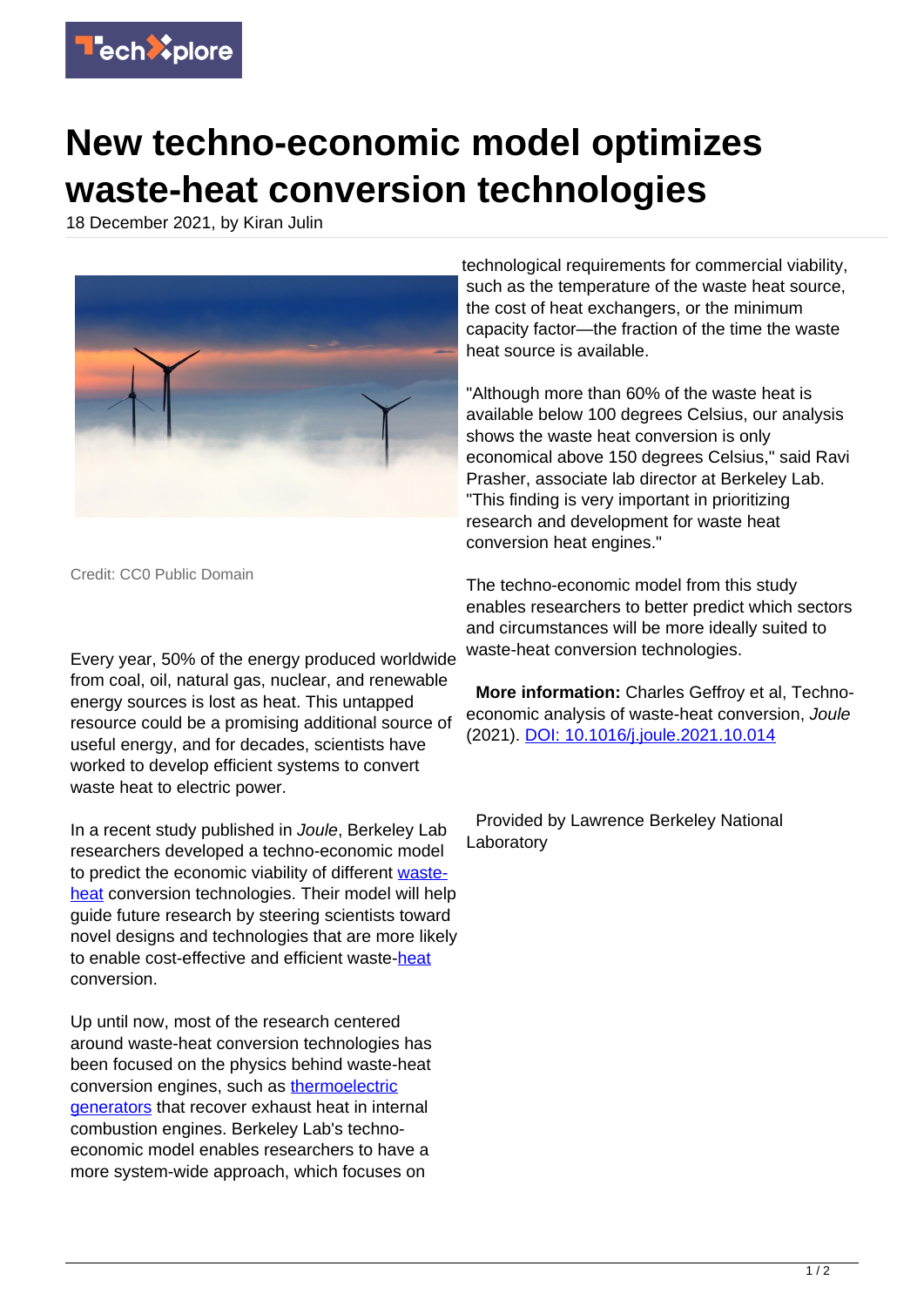# New techno-economic model optimizes waste-heat conversion technologies

18 December 2021, by Kiran Julin

Credit: CC0 Public Domain

Every year, 50% of the energy produced worldwide from coal, oil, natural gas, nuclear, and renewable energy sources is lost as heat. This untapped resource could be a promising additional source of useful energy, and for decades, scientists have worked to develop efficient systems to convert waste heat to electric power.

In a recent study published in *Joule*, Berkeley Lab researchers developed a techno-economic model to predict the economic viability of different waste-heat conversion technologies. Their model will help guide future research by steering scientists toward novel designs and technologies that are more likely to enable cost-effective and efficient waste-heat conversion.

Up until now, most of the research centered around waste-heat conversion technologies has been focused on the physics behind waste-heat conversion engines, such as thermoelectric generators that recover exhaust heat in internal combustion engines. Berkeley Lab's techno-economic model enables researchers to have a more system-wide approach, which focuses on technological requirements for commercial viability, such as the temperature of the waste heat source, the cost of heat exchangers, or the minimum capacity factor—the fraction of the time the waste heat source is available.

"Although more than 60% of the waste heat is available below 100 degrees Celsius, our analysis shows the waste heat conversion is only economical above 150 degrees Celsius," said Ravi Prasher, associate lab director at Berkeley Lab. "This finding is very important in prioritizing research and development for waste heat conversion heat engines."

The techno-economic model from this study enables researchers to better predict which sectors and circumstances will be more ideally suited to waste-heat conversion technologies.

**More information:** Charles Geffroy et al, Techno-economic analysis of waste-heat conversion, *Joule* (2021). DOI: 10.1016/j.joule.2021.10.014

Provided by Lawrence Berkeley National Laboratory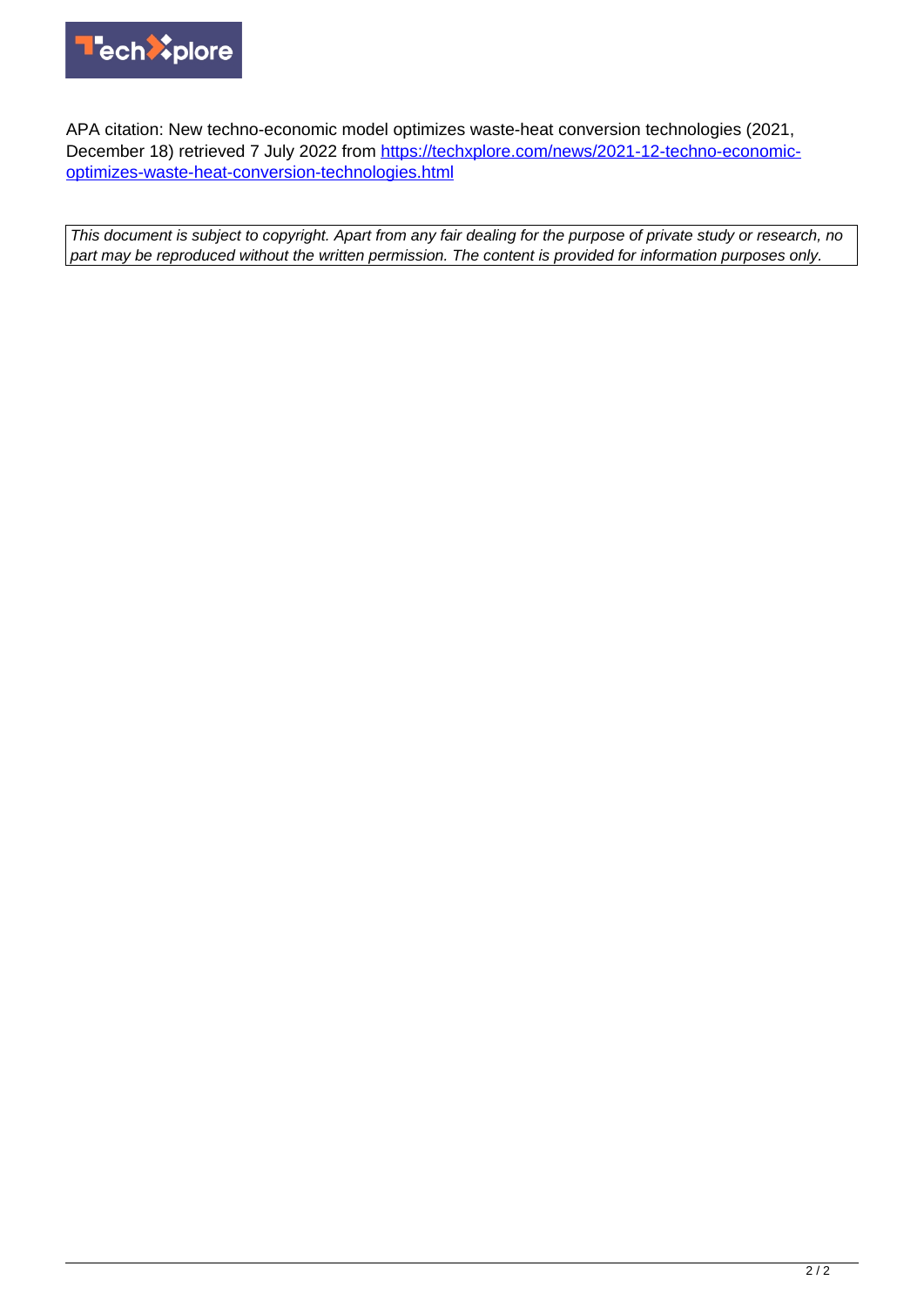APA citation: New techno-economic model optimizes waste-heat conversion technologies (2021, December 18) retrieved 7 July 2022 from https://techxplore.com/news/2021-12-techno-economic-optimizes-waste-heat-conversion-technologies.html

*This document is subject to copyright. Apart from any fair dealing for the purpose of private study or research, no part may be reproduced without the written permission. The content is provided for information purposes only.*